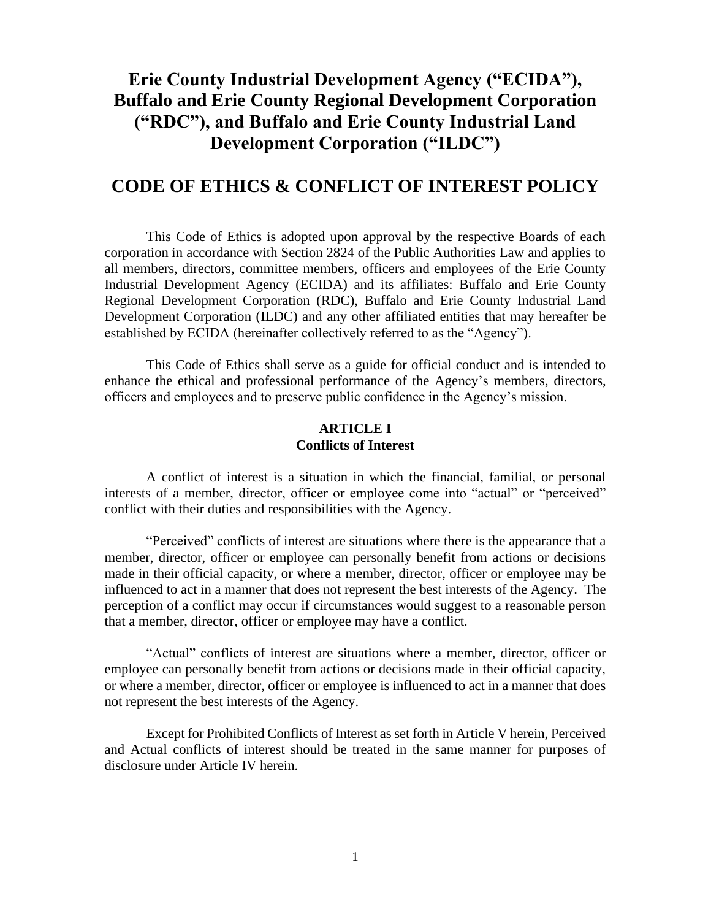# Erie County Industrial Development Agency ("ECIDA"), Buffalo and Erie County Regional Development Corporation ("RDC"), and Buffalo and Erie County Industrial Land Development Corporation ("ILDC")

# CODE OF ETHICS & CONFLICT OF INTEREST POLICY

This Code of Ethics is adopted upon approval by the respective Boards of each corporation in accordance with Section 2824 of the Public Authorities Law and applies to all members, directors, committee members, officers and employees of the Erie County Industrial Development Agency (ECIDA) and its affiliates: Buffalo and Erie County Regional Development Corporation (RDC), Buffalo and Erie County Industrial Land Development Corporation (ILDC) and any other affiliated entities that may hereafter be established by ECIDA (hereinafter collectively referred to as the "Agency").

This Code of Ethics shall serve as a guide for official conduct and is intended to enhance the ethical and professional performance of the Agency's members, directors, officers and employees and to preserve public confidence in the Agency's mission.

## ARTICLE I
## Conflicts of Interest

A conflict of interest is a situation in which the financial, familial, or personal interests of a member, director, officer or employee come into "actual" or "perceived" conflict with their duties and responsibilities with the Agency.

"Perceived" conflicts of interest are situations where there is the appearance that a member, director, officer or employee can personally benefit from actions or decisions made in their official capacity, or where a member, director, officer or employee may be influenced to act in a manner that does not represent the best interests of the Agency. The perception of a conflict may occur if circumstances would suggest to a reasonable person that a member, director, officer or employee may have a conflict.

"Actual" conflicts of interest are situations where a member, director, officer or employee can personally benefit from actions or decisions made in their official capacity, or where a member, director, officer or employee is influenced to act in a manner that does not represent the best interests of the Agency.

Except for Prohibited Conflicts of Interest as set forth in Article V herein, Perceived and Actual conflicts of interest should be treated in the same manner for purposes of disclosure under Article IV herein.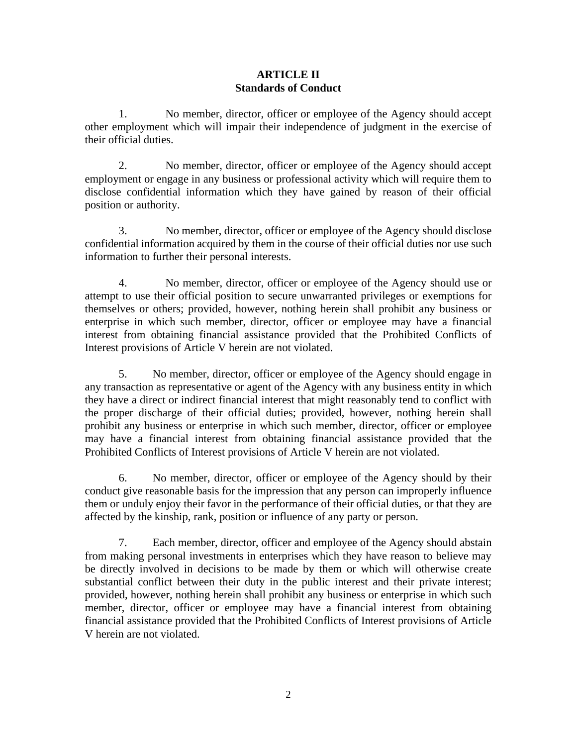## ARTICLE II
## Standards of Conduct

1. No member, director, officer or employee of the Agency should accept other employment which will impair their independence of judgment in the exercise of their official duties.

2. No member, director, officer or employee of the Agency should accept employment or engage in any business or professional activity which will require them to disclose confidential information which they have gained by reason of their official position or authority.

3. No member, director, officer or employee of the Agency should disclose confidential information acquired by them in the course of their official duties nor use such information to further their personal interests.

4. No member, director, officer or employee of the Agency should use or attempt to use their official position to secure unwarranted privileges or exemptions for themselves or others; provided, however, nothing herein shall prohibit any business or enterprise in which such member, director, officer or employee may have a financial interest from obtaining financial assistance provided that the Prohibited Conflicts of Interest provisions of Article V herein are not violated.

5. No member, director, officer or employee of the Agency should engage in any transaction as representative or agent of the Agency with any business entity in which they have a direct or indirect financial interest that might reasonably tend to conflict with the proper discharge of their official duties; provided, however, nothing herein shall prohibit any business or enterprise in which such member, director, officer or employee may have a financial interest from obtaining financial assistance provided that the Prohibited Conflicts of Interest provisions of Article V herein are not violated.

6. No member, director, officer or employee of the Agency should by their conduct give reasonable basis for the impression that any person can improperly influence them or unduly enjoy their favor in the performance of their official duties, or that they are affected by the kinship, rank, position or influence of any party or person.

7. Each member, director, officer and employee of the Agency should abstain from making personal investments in enterprises which they have reason to believe may be directly involved in decisions to be made by them or which will otherwise create substantial conflict between their duty in the public interest and their private interest; provided, however, nothing herein shall prohibit any business or enterprise in which such member, director, officer or employee may have a financial interest from obtaining financial assistance provided that the Prohibited Conflicts of Interest provisions of Article V herein are not violated.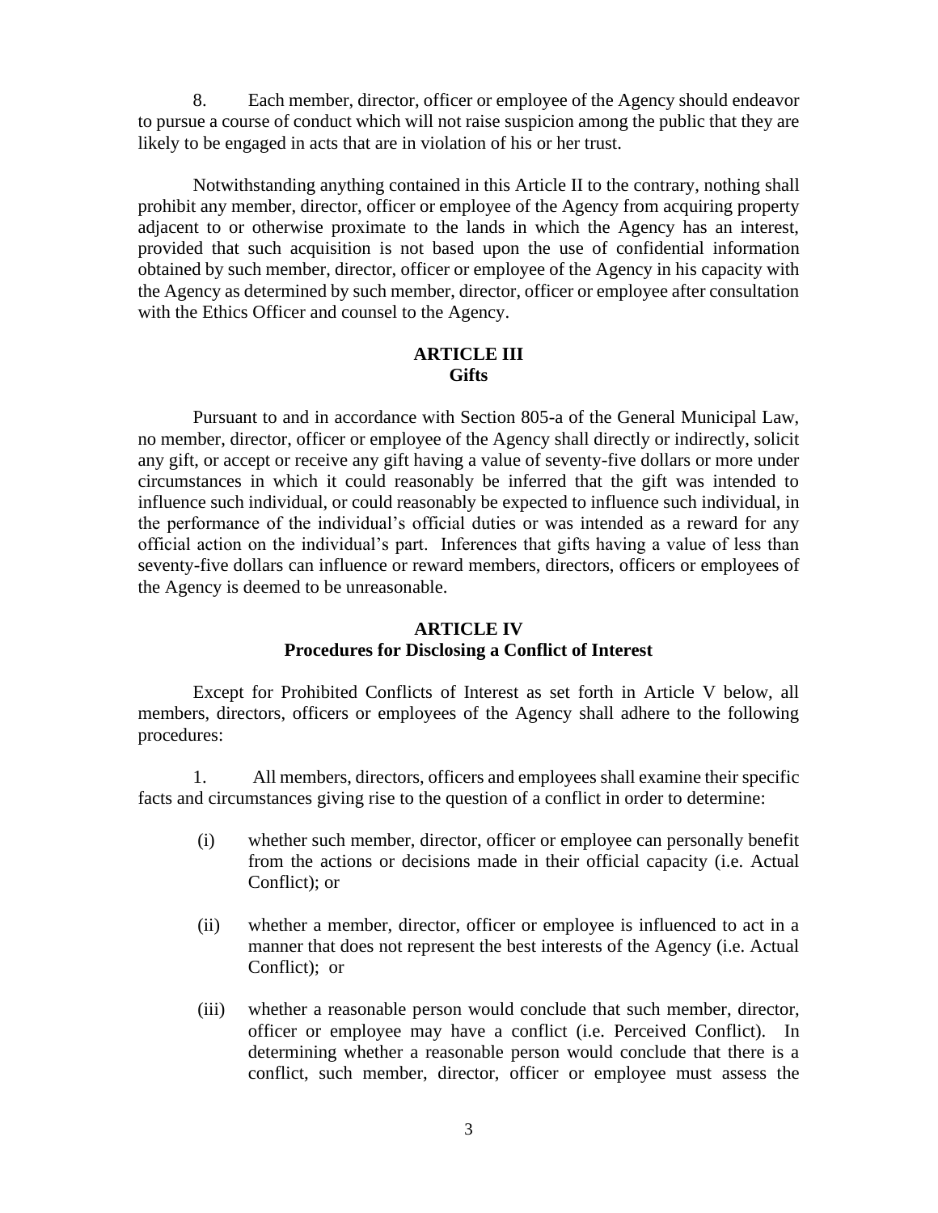8. Each member, director, officer or employee of the Agency should endeavor to pursue a course of conduct which will not raise suspicion among the public that they are likely to be engaged in acts that are in violation of his or her trust.

Notwithstanding anything contained in this Article II to the contrary, nothing shall prohibit any member, director, officer or employee of the Agency from acquiring property adjacent to or otherwise proximate to the lands in which the Agency has an interest, provided that such acquisition is not based upon the use of confidential information obtained by such member, director, officer or employee of the Agency in his capacity with the Agency as determined by such member, director, officer or employee after consultation with the Ethics Officer and counsel to the Agency.

## ARTICLE III
## Gifts

Pursuant to and in accordance with Section 805-a of the General Municipal Law, no member, director, officer or employee of the Agency shall directly or indirectly, solicit any gift, or accept or receive any gift having a value of seventy-five dollars or more under circumstances in which it could reasonably be inferred that the gift was intended to influence such individual, or could reasonably be expected to influence such individual, in the performance of the individual's official duties or was intended as a reward for any official action on the individual's part. Inferences that gifts having a value of less than seventy-five dollars can influence or reward members, directors, officers or employees of the Agency is deemed to be unreasonable.

## ARTICLE IV
## Procedures for Disclosing a Conflict of Interest

Except for Prohibited Conflicts of Interest as set forth in Article V below, all members, directors, officers or employees of the Agency shall adhere to the following procedures:

1. All members, directors, officers and employees shall examine their specific facts and circumstances giving rise to the question of a conflict in order to determine:

   (i) whether such member, director, officer or employee can personally benefit from the actions or decisions made in their official capacity (i.e. Actual Conflict); or

   (ii) whether a member, director, officer or employee is influenced to act in a manner that does not represent the best interests of the Agency (i.e. Actual Conflict); or

   (iii) whether a reasonable person would conclude that such member, director, officer or employee may have a conflict (i.e. Perceived Conflict). In determining whether a reasonable person would conclude that there is a conflict, such member, director, officer or employee must assess the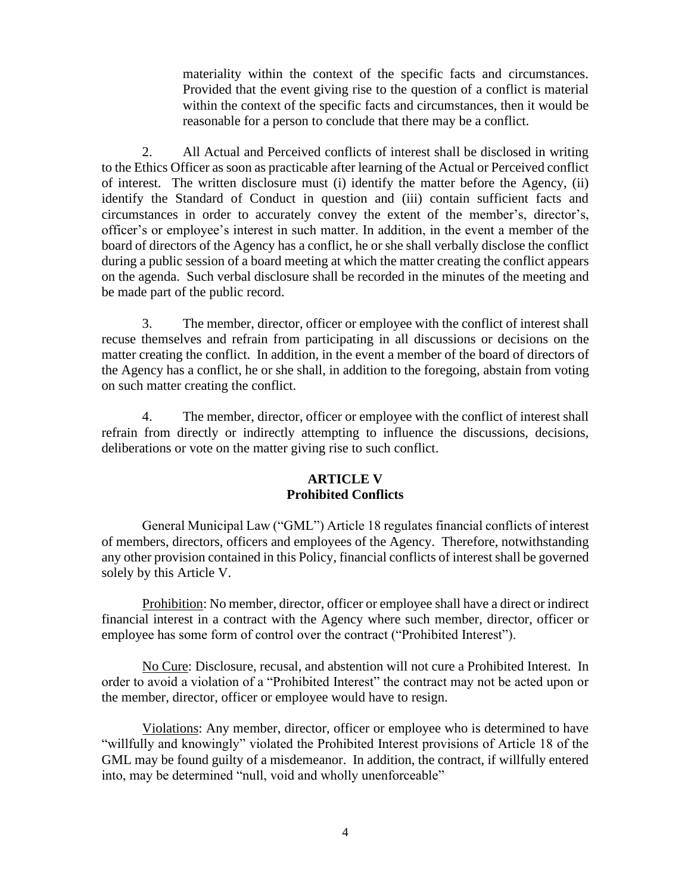materiality within the context of the specific facts and circumstances. Provided that the event giving rise to the question of a conflict is material within the context of the specific facts and circumstances, then it would be reasonable for a person to conclude that there may be a conflict.

2. All Actual and Perceived conflicts of interest shall be disclosed in writing to the Ethics Officer as soon as practicable after learning of the Actual or Perceived conflict of interest. The written disclosure must (i) identify the matter before the Agency, (ii) identify the Standard of Conduct in question and (iii) contain sufficient facts and circumstances in order to accurately convey the extent of the member's, director's, officer's or employee's interest in such matter. In addition, in the event a member of the board of directors of the Agency has a conflict, he or she shall verbally disclose the conflict during a public session of a board meeting at which the matter creating the conflict appears on the agenda. Such verbal disclosure shall be recorded in the minutes of the meeting and be made part of the public record.

3. The member, director, officer or employee with the conflict of interest shall recuse themselves and refrain from participating in all discussions or decisions on the matter creating the conflict. In addition, in the event a member of the board of directors of the Agency has a conflict, he or she shall, in addition to the foregoing, abstain from voting on such matter creating the conflict.

4. The member, director, officer or employee with the conflict of interest shall refrain from directly or indirectly attempting to influence the discussions, decisions, deliberations or vote on the matter giving rise to such conflict.

## ARTICLE V
## Prohibited Conflicts

General Municipal Law ("GML") Article 18 regulates financial conflicts of interest of members, directors, officers and employees of the Agency. Therefore, notwithstanding any other provision contained in this Policy, financial conflicts of interest shall be governed solely by this Article V.

Prohibition: No member, director, officer or employee shall have a direct or indirect financial interest in a contract with the Agency where such member, director, officer or employee has some form of control over the contract ("Prohibited Interest").

No Cure: Disclosure, recusal, and abstention will not cure a Prohibited Interest. In order to avoid a violation of a "Prohibited Interest" the contract may not be acted upon or the member, director, officer or employee would have to resign.

Violations: Any member, director, officer or employee who is determined to have "willfully and knowingly" violated the Prohibited Interest provisions of Article 18 of the GML may be found guilty of a misdemeanor. In addition, the contract, if willfully entered into, may be determined "null, void and wholly unenforceable"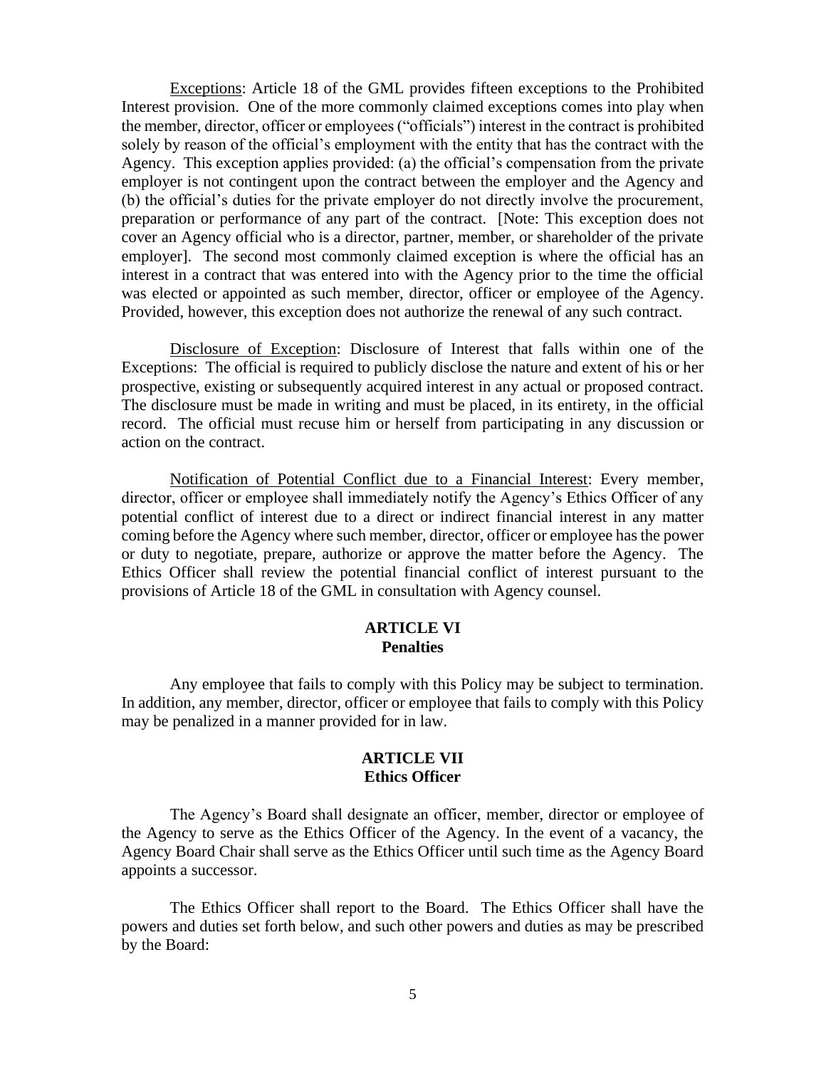Exceptions: Article 18 of the GML provides fifteen exceptions to the Prohibited Interest provision. One of the more commonly claimed exceptions comes into play when the member, director, officer or employees ("officials") interest in the contract is prohibited solely by reason of the official's employment with the entity that has the contract with the Agency. This exception applies provided: (a) the official's compensation from the private employer is not contingent upon the contract between the employer and the Agency and (b) the official's duties for the private employer do not directly involve the procurement, preparation or performance of any part of the contract. [Note: This exception does not cover an Agency official who is a director, partner, member, or shareholder of the private employer]. The second most commonly claimed exception is where the official has an interest in a contract that was entered into with the Agency prior to the time the official was elected or appointed as such member, director, officer or employee of the Agency. Provided, however, this exception does not authorize the renewal of any such contract.

Disclosure of Exception: Disclosure of Interest that falls within one of the Exceptions: The official is required to publicly disclose the nature and extent of his or her prospective, existing or subsequently acquired interest in any actual or proposed contract. The disclosure must be made in writing and must be placed, in its entirety, in the official record. The official must recuse him or herself from participating in any discussion or action on the contract.

Notification of Potential Conflict due to a Financial Interest: Every member, director, officer or employee shall immediately notify the Agency's Ethics Officer of any potential conflict of interest due to a direct or indirect financial interest in any matter coming before the Agency where such member, director, officer or employee has the power or duty to negotiate, prepare, authorize or approve the matter before the Agency. The Ethics Officer shall review the potential financial conflict of interest pursuant to the provisions of Article 18 of the GML in consultation with Agency counsel.

## ARTICLE VI
## Penalties

Any employee that fails to comply with this Policy may be subject to termination. In addition, any member, director, officer or employee that fails to comply with this Policy may be penalized in a manner provided for in law.

## ARTICLE VII
## Ethics Officer

The Agency's Board shall designate an officer, member, director or employee of the Agency to serve as the Ethics Officer of the Agency. In the event of a vacancy, the Agency Board Chair shall serve as the Ethics Officer until such time as the Agency Board appoints a successor.

The Ethics Officer shall report to the Board. The Ethics Officer shall have the powers and duties set forth below, and such other powers and duties as may be prescribed by the Board: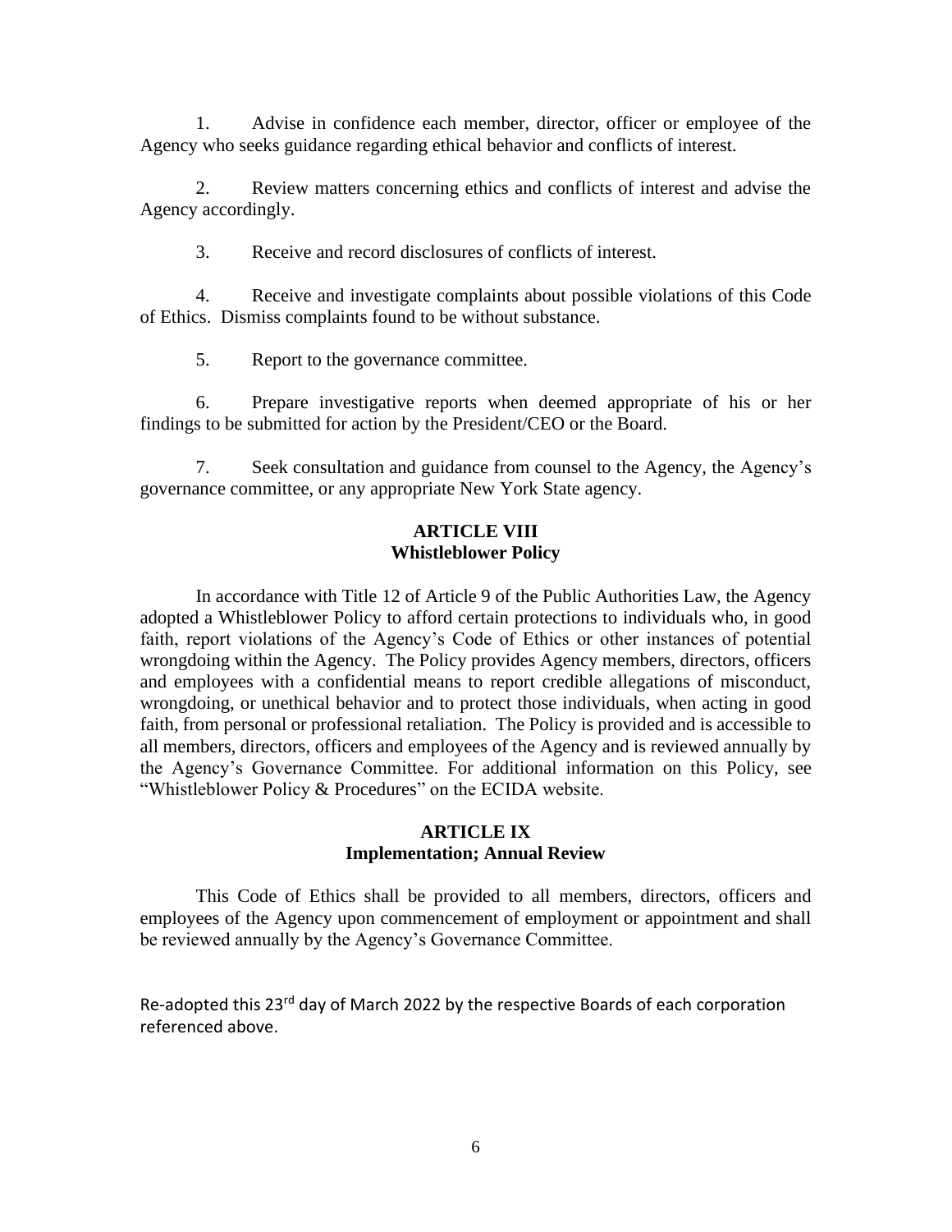1. Advise in confidence each member, director, officer or employee of the Agency who seeks guidance regarding ethical behavior and conflicts of interest.

2. Review matters concerning ethics and conflicts of interest and advise the Agency accordingly.

3. Receive and record disclosures of conflicts of interest.

4. Receive and investigate complaints about possible violations of this Code of Ethics. Dismiss complaints found to be without substance.

5. Report to the governance committee.

6. Prepare investigative reports when deemed appropriate of his or her findings to be submitted for action by the President/CEO or the Board.

7. Seek consultation and guidance from counsel to the Agency, the Agency's governance committee, or any appropriate New York State agency.

## ARTICLE VIII
## Whistleblower Policy

In accordance with Title 12 of Article 9 of the Public Authorities Law, the Agency adopted a Whistleblower Policy to afford certain protections to individuals who, in good faith, report violations of the Agency's Code of Ethics or other instances of potential wrongdoing within the Agency. The Policy provides Agency members, directors, officers and employees with a confidential means to report credible allegations of misconduct, wrongdoing, or unethical behavior and to protect those individuals, when acting in good faith, from personal or professional retaliation. The Policy is provided and is accessible to all members, directors, officers and employees of the Agency and is reviewed annually by the Agency's Governance Committee. For additional information on this Policy, see "Whistleblower Policy & Procedures" on the ECIDA website.

## ARTICLE IX
## Implementation; Annual Review

This Code of Ethics shall be provided to all members, directors, officers and employees of the Agency upon commencement of employment or appointment and shall be reviewed annually by the Agency's Governance Committee.

Re-adopted this 23rd day of March 2022 by the respective Boards of each corporation referenced above.